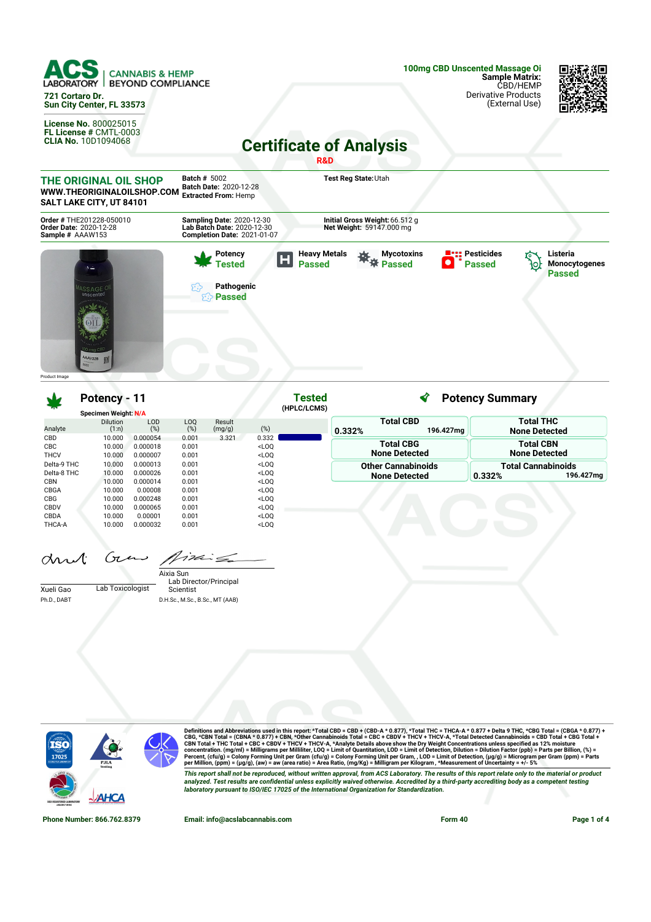**ACS LABORATORY** | CANNABIS & HEMP BEYOND COMPLIANCE

721 Cortaro Dr.
Sun City Center, FL 33573

**License No.** 800025015
**FL License #** CMTL-0003
**CLIA No.** 10D1094068

**100mg CBD Unscented Massage Oi**
**Sample Matrix:** CBD/HEMP
Derivative Products
(External Use)

# Certificate of Analysis

**R&D**

**THE ORIGINAL OIL SHOP**
**WWW.THEORIGINALOILSHOP.COM**
**SALT LAKE CITY, UT 84101**

**Batch #** 5002
**Batch Date:** 2020-12-28
**Extracted From:** Hemp

**Test Reg State:** Utah

**Order #** THE201228-050010
**Order Date:** 2020-12-28
**Sample #** AAAW153

**Sampling Date:** 2020-12-30
**Lab Batch Date:** 2020-12-30
**Completion Date:** 2021-01-07

**Initial Gross Weight:** 66.512 g
**Net Weight:** 59147.000 mg

Product Image

| Test | Status |
|---|---|
| Potency | Tested |
| Heavy Metals | Passed |
| Mycotoxins | Passed |
| Pesticides | Passed |
| Listeria Monocytogenes | Passed |
| Pathogenic | Passed |

## Potency - 11

**Tested** (HPLC/LCMS)

Specimen Weight: N/A

| Analyte | Dilution (1:n) | LOD (%) | LOQ (%) | Result (mg/g) | (%) |
|---|---|---|---|---|---|
| CBD | 10.000 | 0.000054 | 0.001 | 3.321 | 0.332 |
| CBC | 10.000 | 0.000018 | 0.001 | | <LOQ |
| THCV | 10.000 | 0.000007 | 0.001 | | <LOQ |
| Delta-9 THC | 10.000 | 0.000013 | 0.001 | | <LOQ |
| Delta-8 THC | 10.000 | 0.000026 | 0.001 | | <LOQ |
| CBN | 10.000 | 0.000014 | 0.001 | | <LOQ |
| CBGA | 10.000 | 0.00008 | 0.001 | | <LOQ |
| CBG | 10.000 | 0.000248 | 0.001 | | <LOQ |
| CBDV | 10.000 | 0.000065 | 0.001 | | <LOQ |
| CBDA | 10.000 | 0.00001 | 0.001 | | <LOQ |
| THCA-A | 10.000 | 0.000032 | 0.001 | | <LOQ |

## Potency Summary

| | |
|---|---|
| **Total CBD** 0.332% 196.427mg | **Total THC** None Detected |
| **Total CBG** None Detected | **Total CBN** None Detected |
| **Other Cannabinoids** None Detected | **Total Cannabinoids** 0.332% 196.427mg |

Xueli Gao
Ph.D., DABT
Lab Toxicologist

Aixia Sun
Lab Director/Principal Scientist
D.H.Sc., M.Sc., B.Sc., MT (AAB)

Definitions and Abbreviations used in this report: *Total CBD = CBD + (CBD-A * 0.877), *Total THC = THCA-A * 0.877 + Delta 9 THC, *CBG Total = (CBGA * 0.877) + CBG, *CBN Total = (CBNA * 0.877) + CBN, *Other Cannabinoids Total = CBC + CBDV + THCV + THCV-A, *Total Detected Cannabinoids = CBD Total + CBG Total + CBN Total + THC Total + CBC + CBDV + THCV + THCV-A, *Analyte Details above show the Dry Weight Concentrations unless specified as 12% moisture concentration. (mg/ml) = Milligrams per Milliliter, LOQ = Limit of Quantitation, LOD = Limit of Detection, Dilution = Dilution Factor (ppb) = Parts per Billion, (%) = Percent, (cfu/g) = Colony Forming Unit per Gram (cfu/g) = Colony Forming Unit per Gram, , LOD = Limit of Detection, (µg/g) = Microgram per Gram (ppm) = Parts per Million, (ppm) = (µg/g), (aw) = aw (area ratio) = Area Ratio, (mg/Kg) = Milligram per Kilogram , *Measurement of Uncertainty = +/- 5%

*This report shall not be reproduced, without written approval, from ACS Laboratory. The results of this report relate only to the material or product analyzed. Test results are confidential unless explicitly waived otherwise. Accredited by a third-party accrediting body as a competent testing laboratory pursuant to ISO/IEC 17025 of the International Organization for Standardization.*

**Phone Number:** 866.762.8379 | **Email:** info@acslabcannabis.com | Form 40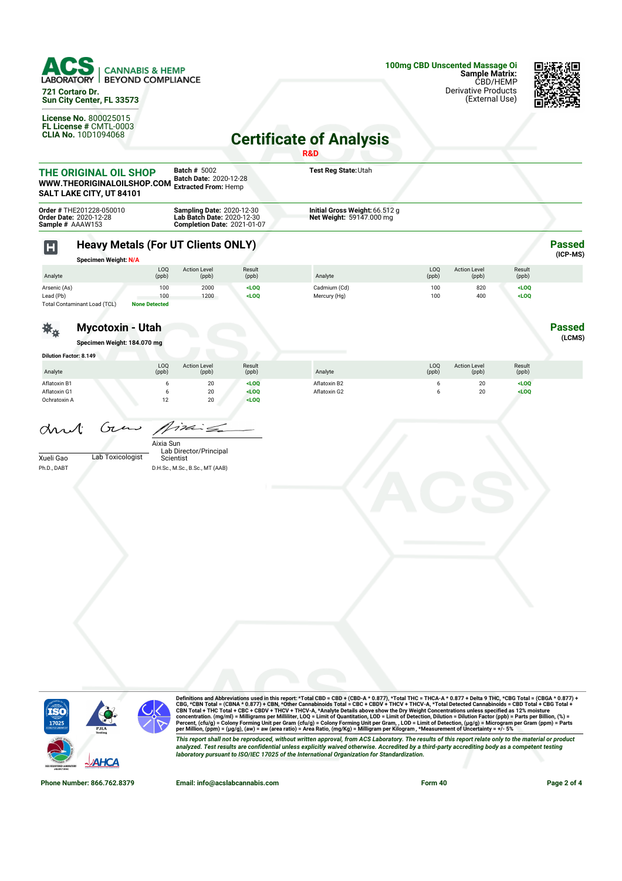**ACS LABORATORY** | CANNABIS & HEMP BEYOND COMPLIANCE

721 Cortaro Dr.
Sun City Center, FL 33573

**License No.** 800025015
**FL License #** CMTL-0003
**CLIA No.** 10D1094068

**100mg CBD Unscented Massage Oi**
**Sample Matrix:** CBD/HEMP
Derivative Products
(External Use)

# Certificate of Analysis

R&D

**THE ORIGINAL OIL SHOP**
**WWW.THEORIGINALOILSHOP.COM**
**SALT LAKE CITY, UT 84101**

**Batch #** 5002
**Batch Date:** 2020-12-28
**Extracted From:** Hemp

**Test Reg State:** Utah

**Order #** THE201228-050010
**Order Date:** 2020-12-28
**Sample #** AAAW153

**Sampling Date:** 2020-12-30
**Lab Batch Date:** 2020-12-30
**Completion Date:** 2021-01-07

**Initial Gross Weight:** 66.512 g
**Net Weight:** 59147.000 mg

## Heavy Metals (For UT Clients ONLY)

**Passed** (ICP-MS)

**Specimen Weight:** N/A

| Analyte | LOQ (ppb) | Action Level (ppb) | Result (ppb) |
|---|---|---|---|
| Arsenic (As) | 100 | 2000 | <LOQ |
| Lead (Pb) | 100 | 1200 | <LOQ |
| Cadmium (Cd) | 100 | 820 | <LOQ |
| Mercury (Hg) | 100 | 400 | <LOQ |

Total Contaminant Load (TCL): **None Detected**

## Mycotoxin - Utah

**Passed** (LCMS)

**Specimen Weight: 184.070 mg**

**Dilution Factor: 8.149**

| Analyte | LOQ (ppb) | Action Level (ppb) | Result (ppb) |
|---|---|---|---|
| Aflatoxin B1 | 6 | 20 | <LOQ |
| Aflatoxin G1 | 6 | 20 | <LOQ |
| Ochratoxin A | 12 | 20 | <LOQ |
| Aflatoxin B2 | 6 | 20 | <LOQ |
| Aflatoxin G2 | 6 | 20 | <LOQ |

Xueli Gao
Ph.D., DABT
Lab Toxicologist

Aixia Sun
Lab Director/Principal Scientist
D.H.Sc., M.Sc., B.Sc., MT (AAB)

**Definitions and Abbreviations used in this report: *Total CBD = CBD + (CBD-A * 0.877), *Total THC = THCA-A * 0.877 + Delta 9 THC, *CBG Total = (CBGA * 0.877) + CBG, *CBN Total = (CBNA * 0.877) + CBN, *Other Cannabinoids Total = CBC + CBDV + THCV + THCV-A, *Total Detected Cannabinoids = CBD Total + CBG Total + CBN Total + THC Total + CBC + CBDV + THCV + THCV-A, *Analyte Details above show the Dry Weight Concentrations unless specified as 12% moisture concentration. (mg/ml) = Milligrams per Milliliter, LOQ = Limit of Quantitation, LOD = Limit of Detection, Dilution = Dilution Factor (ppb) = Parts per Billion, (%) = Percent, (cfu/g) = Colony Forming Unit per Gram (cfu/g) = Colony Forming Unit per Gram, , LOD = Limit of Detection, (µg/g) = Microgram per Gram (ppm) = Parts per Million, (ppm) = (µg/g), (aw) = aw (area ratio) = Area Ratio, (mg/Kg) = Milligram per Kilogram , *Measurement of Uncertainty = +/- 5%**

*This report shall not be reproduced, without written approval, from ACS Laboratory. The results of this report relate only to the material or product analyzed. Test results are confidential unless explicitly waived otherwise. Accredited by a third-party accrediting body as a competent testing laboratory pursuant to ISO/IEC 17025 of the International Organization for Standardization.*

Phone Number: 866.762.8379 | Email: info@acslabcannabis.com | Form 40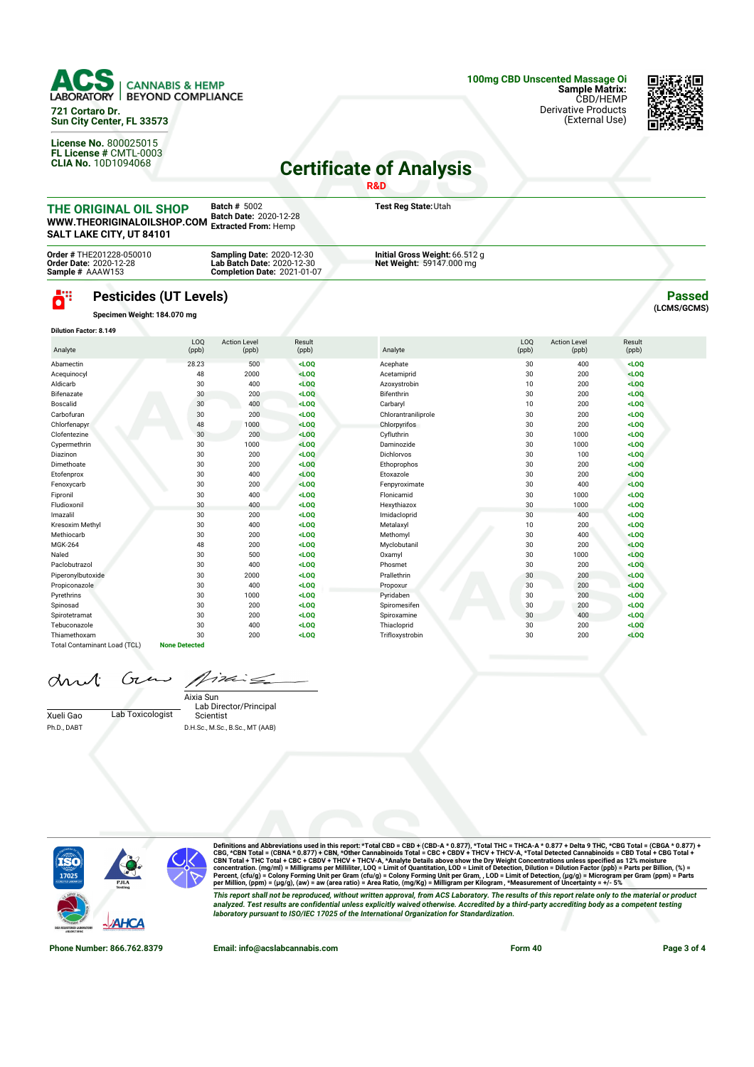**ACS LABORATORY** | CANNABIS & HEMP BEYOND COMPLIANCE

721 Cortaro Dr.
Sun City Center, FL 33573

**License No.** 800025015
**FL License #** CMTL-0003
**CLIA No.** 10D1094068

**100mg CBD Unscented Massage Oi**
**Sample Matrix:** CBD/HEMP
Derivative Products
(External Use)

# Certificate of Analysis

**R&D**

## THE ORIGINAL OIL SHOP

**WWW.THEORIGINALOILSHOP.COM**
**SALT LAKE CITY, UT 84101**

**Batch #** 5002
**Batch Date:** 2020-12-28
**Extracted From:** Hemp

**Test Reg State:** Utah

**Order #** THE201228-050010
**Order Date:** 2020-12-28
**Sample #** AAAW153

**Sampling Date:** 2020-12-30
**Lab Batch Date:** 2020-12-30
**Completion Date:** 2021-01-07

**Initial Gross Weight:** 66.512 g
**Net Weight:** 59147.000 mg

## Pesticides (UT Levels)

**Passed** (LCMS/GCMS)

**Specimen Weight: 184.070 mg**

**Dilution Factor: 8.149**

| Analyte | LOQ (ppb) | Action Level (ppb) | Result (ppb) | Analyte | LOQ (ppb) | Action Level (ppb) | Result (ppb) |
|---|---|---|---|---|---|---|---|
| Abamectin | 28.23 | 500 | <LOQ | Acephate | 30 | 400 | <LOQ |
| Acequinocyl | 48 | 2000 | <LOQ | Acetamiprid | 30 | 200 | <LOQ |
| Aldicarb | 30 | 400 | <LOQ | Azoxystrobin | 10 | 200 | <LOQ |
| Bifenazate | 30 | 200 | <LOQ | Bifenthrin | 30 | 200 | <LOQ |
| Boscalid | 30 | 400 | <LOQ | Carbaryl | 10 | 200 | <LOQ |
| Carbofuran | 30 | 200 | <LOQ | Chlorantraniliprole | 30 | 200 | <LOQ |
| Chlorfenapyr | 48 | 1000 | <LOQ | Chlorpyrifos | 30 | 200 | <LOQ |
| Clofentezine | 30 | 200 | <LOQ | Cyfluthrin | 30 | 1000 | <LOQ |
| Cypermethrin | 30 | 1000 | <LOQ | Daminozide | 30 | 1000 | <LOQ |
| Diazinon | 30 | 200 | <LOQ | Dichlorvos | 30 | 100 | <LOQ |
| Dimethoate | 30 | 200 | <LOQ | Ethoprophos | 30 | 200 | <LOQ |
| Etofenprox | 30 | 400 | <LOQ | Etoxazole | 30 | 200 | <LOQ |
| Fenoxycarb | 30 | 200 | <LOQ | Fenpyroximate | 30 | 400 | <LOQ |
| Fipronil | 30 | 400 | <LOQ | Flonicamid | 30 | 1000 | <LOQ |
| Fludioxonil | 30 | 400 | <LOQ | Hexythiazox | 30 | 1000 | <LOQ |
| Imazalil | 30 | 200 | <LOQ | Imidacloprid | 30 | 400 | <LOQ |
| Kresoxim Methyl | 30 | 400 | <LOQ | Metalaxyl | 10 | 200 | <LOQ |
| Methiocarb | 30 | 200 | <LOQ | Methomyl | 30 | 400 | <LOQ |
| MGK-264 | 48 | 200 | <LOQ | Myclobutanil | 30 | 200 | <LOQ |
| Naled | 30 | 500 | <LOQ | Oxamyl | 30 | 1000 | <LOQ |
| Paclobutrazol | 30 | 400 | <LOQ | Phosmet | 30 | 200 | <LOQ |
| Piperonylbutoxide | 30 | 2000 | <LOQ | Prallethrin | 30 | 200 | <LOQ |
| Propiconazole | 30 | 400 | <LOQ | Propoxur | 30 | 200 | <LOQ |
| Pyrethrins | 30 | 1000 | <LOQ | Pyridaben | 30 | 200 | <LOQ |
| Spinosad | 30 | 200 | <LOQ | Spiromesifen | 30 | 200 | <LOQ |
| Spirotetramat | 30 | 200 | <LOQ | Spiroxamine | 30 | 400 | <LOQ |
| Tebuconazole | 30 | 400 | <LOQ | Thiacloprid | 30 | 200 | <LOQ |
| Thiamethoxam | 30 | 200 | <LOQ | Trifloxystrobin | 30 | 200 | <LOQ |
| Total Contaminant Load (TCL) | None Detected | | | | | | |

Xueli Gao, Ph.D., DABT — Lab Toxicologist

Aixia Sun, D.H.Sc., M.Sc., B.Sc., MT (AAB) — Lab Director/Principal Scientist

Definitions and Abbreviations used in this report: *Total CBD = CBD + (CBD-A * 0.877), *Total THC = THCA-A * 0.877 + Delta 9 THC, *CBG Total = (CBGA * 0.877) + CBG, *CBN Total = (CBNA * 0.877) + CBN, *Other Cannabinoids Total = CBC + CBDV + THCV + THCV-A, *Total Detected Cannabinoids = CBD Total + CBG Total + CBN Total + THC Total + CBC + CBDV + THCV + THCV-A, *Analyte Details above show the Dry Weight Concentrations unless specified as 12% moisture concentration. (mg/ml) = Milligrams per Milliliter, LOQ = Limit of Quantitation, LOD = Limit of Detection, Dilution = Dilution Factor (ppb) = Parts per Billion, (%) = Percent, (cfu/g) = Colony Forming Unit per Gram (cfu/g) = Colony Forming Unit per Gram, , LOD = Limit of Detection, (µg/g) = Microgram per Gram (ppm) = Parts per Million, (ppm) = (µg/g), (aw) = aw (area ratio) = Area Ratio, (mg/Kg) = Milligram per Kilogram , *Measurement of Uncertainty = +/- 5%

*This report shall not be reproduced, without written approval, from ACS Laboratory. The results of this report relate only to the material or product analyzed. Test results are confidential unless explicitly waived otherwise. Accredited by a third-party accrediting body as a competent testing laboratory pursuant to ISO/IEC 17025 of the International Organization for Standardization.*

Phone Number: 866.762.8379 | Email: info@acslabcannabis.com | Form 40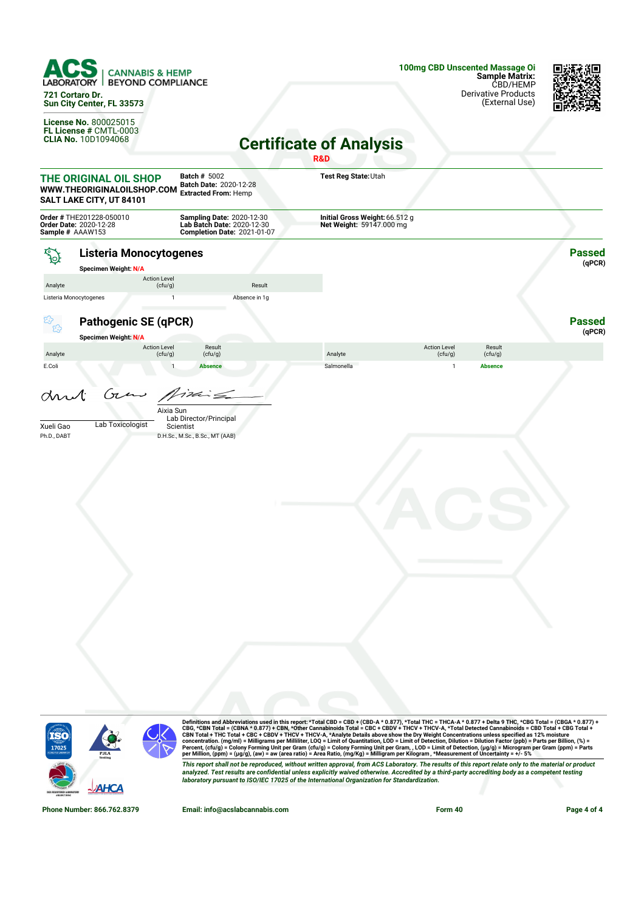**ACS LABORATORY** | CANNABIS & HEMP BEYOND COMPLIANCE

**721 Cortaro Dr.**
**Sun City Center, FL 33573**

**License No.** 800025015
**FL License #** CMTL-0003
**CLIA No.** 10D1094068

**100mg CBD Unscented Massage Oi**
**Sample Matrix:** CBD/HEMP
Derivative Products
(External Use)

# Certificate of Analysis

**R&D**

**THE ORIGINAL OIL SHOP**
**WWW.THEORIGINALOILSHOP.COM**
**SALT LAKE CITY, UT 84101**

**Batch #** 5002
**Batch Date:** 2020-12-28
**Extracted From:** Hemp

**Test Reg State:** Utah

**Order #** THE201228-050010
**Order Date:** 2020-12-28
**Sample #** AAAW153

**Sampling Date:** 2020-12-30
**Lab Batch Date:** 2020-12-30
**Completion Date:** 2021-01-07

**Initial Gross Weight:** 66.512 g
**Net Weight:** 59147.000 mg

## Listeria Monocytogenes

**Passed** (qPCR)

**Specimen Weight:** N/A

| Analyte | Action Level (cfu/g) | Result |
|---|---|---|
| Listeria Monocytogenes | 1 | Absence in 1g |

## Pathogenic SE (qPCR)

**Passed** (qPCR)

**Specimen Weight:** N/A

| Analyte | Action Level (cfu/g) | Result (cfu/g) |
|---|---|---|
| E.Coli | 1 | **Absence** |
| Salmonella | 1 | **Absence** |

Xueli Gao
Ph.D., DABT
Lab Toxicologist

Aixia Sun
Lab Director/Principal Scientist
D.H.Sc., M.Sc., B.Sc., MT (AAB)

**Definitions and Abbreviations used in this report:** *Total CBD = CBD + (CBD-A * 0.877), *Total THC = THCA-A * 0.877 + Delta 9 THC, *CBG Total = (CBGA * 0.877) + CBG, *CBN Total = (CBNA * 0.877) + CBN, *Other Cannabinoids Total = CBC + CBDV + THCV + THCV-A, *Total Detected Cannabinoids = CBD Total + CBG Total + CBN Total + THC Total + CBC + CBDV + THCV + THCV-A, *Analyte Details above show the Dry Weight Concentrations unless specified as 12% moisture concentration. (mg/ml) = Milligrams per Milliliter, LOQ = Limit of Quantitation, LOD = Limit of Detection, Dilution = Dilution Factor (ppb) = Parts per Billion, (%) = Percent, (cfu/g) = Colony Forming Unit per Gram (cfu/g) = Colony Forming Unit per Gram, , LOD = Limit of Detection, (µg/g) = Microgram per Gram (ppm) = Parts per Million, (ppm) = (µg/g), (aw) = aw (area ratio) = Area Ratio, (mg/Kg) = Milligram per Kilogram , *Measurement of Uncertainty = +/- 5%

*This report shall not be reproduced, without written approval, from ACS Laboratory. The results of this report relate only to the material or product analyzed. Test results are confidential unless explicitly waived otherwise. Accredited by a third-party accrediting body as a competent testing laboratory pursuant to ISO/IEC 17025 of the International Organization for Standardization.*

**Phone Number: 866.762.8379** | **Email: info@acslabcannabis.com** | **Form 40**